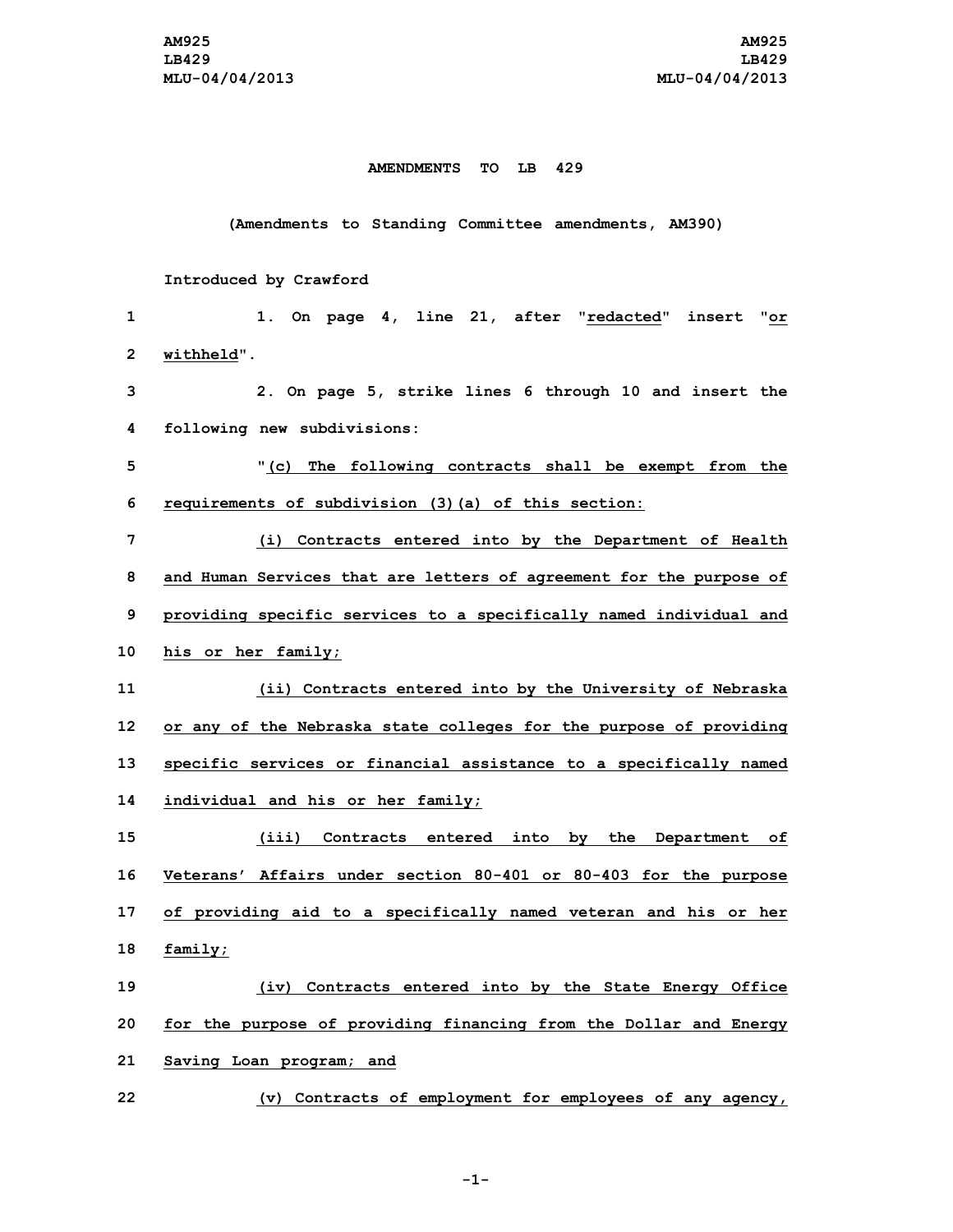AM925
LB429
MLU-04/04/2013

**AMENDMENTS TO LB 429**

**(Amendments to Standing Committee amendments, AM390)**

**Introduced by Crawford**

1. On page 4, line 21, after "redacted" insert "or withheld".

2. On page 5, strike lines 6 through 10 and insert the following new subdivisions:

"(c) The following contracts shall be exempt from the requirements of subdivision (3)(a) of this section:

(i) Contracts entered into by the Department of Health and Human Services that are letters of agreement for the purpose of providing specific services to a specifically named individual and his or her family;

(ii) Contracts entered into by the University of Nebraska or any of the Nebraska state colleges for the purpose of providing specific services or financial assistance to a specifically named individual and his or her family;

(iii) Contracts entered into by the Department of Veterans' Affairs under section 80-401 or 80-403 for the purpose of providing aid to a specifically named veteran and his or her family;

(iv) Contracts entered into by the State Energy Office for the purpose of providing financing from the Dollar and Energy Saving Loan program; and

(v) Contracts of employment for employees of any agency,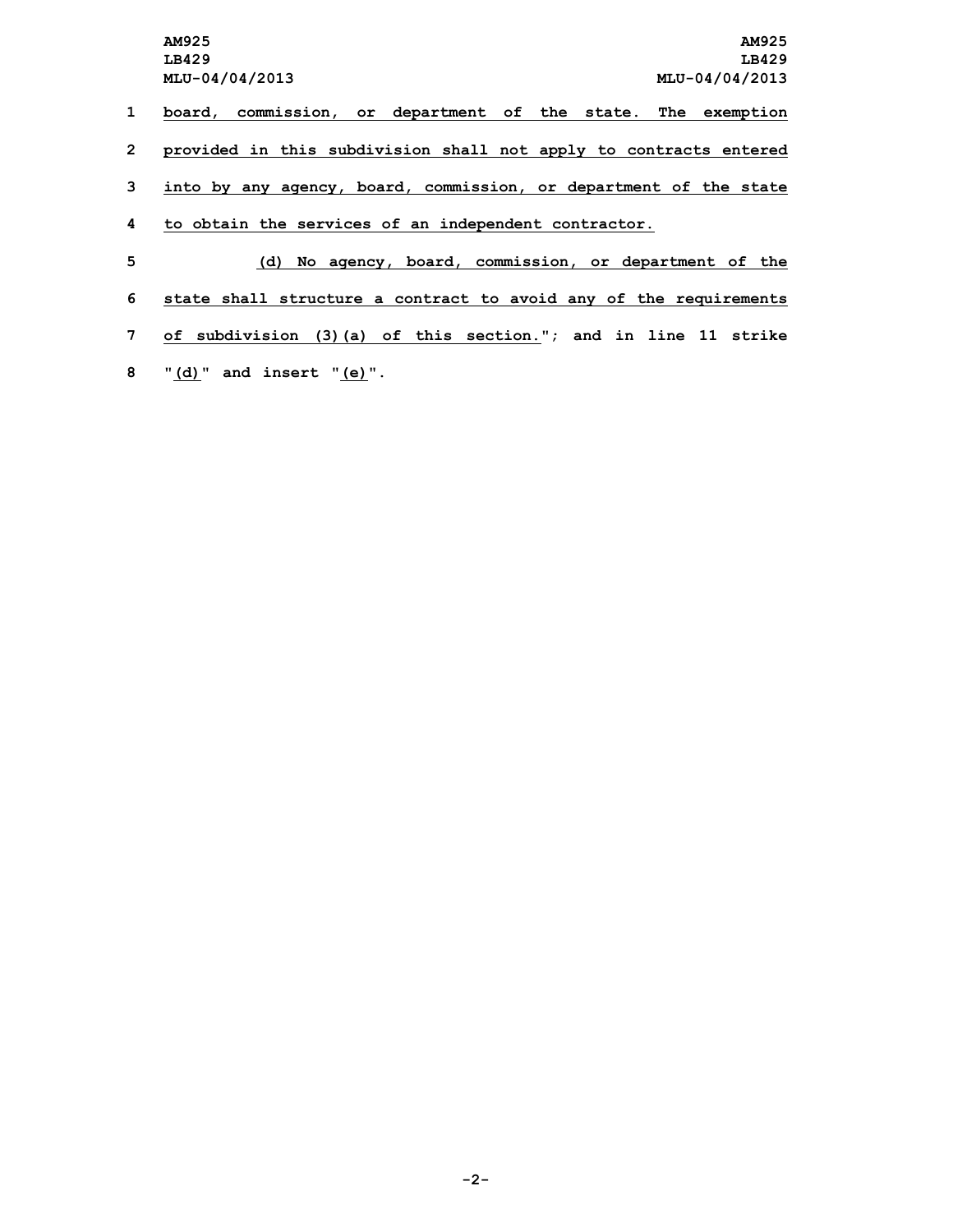board, commission, or department of the state. The exemption provided in this subdivision shall not apply to contracts entered into by any agency, board, commission, or department of the state to obtain the services of an independent contractor.

(d) No agency, board, commission, or department of the state shall structure a contract to avoid any of the requirements of subdivision (3)(a) of this section."; and in line 11 strike "(d)" and insert "(e)".